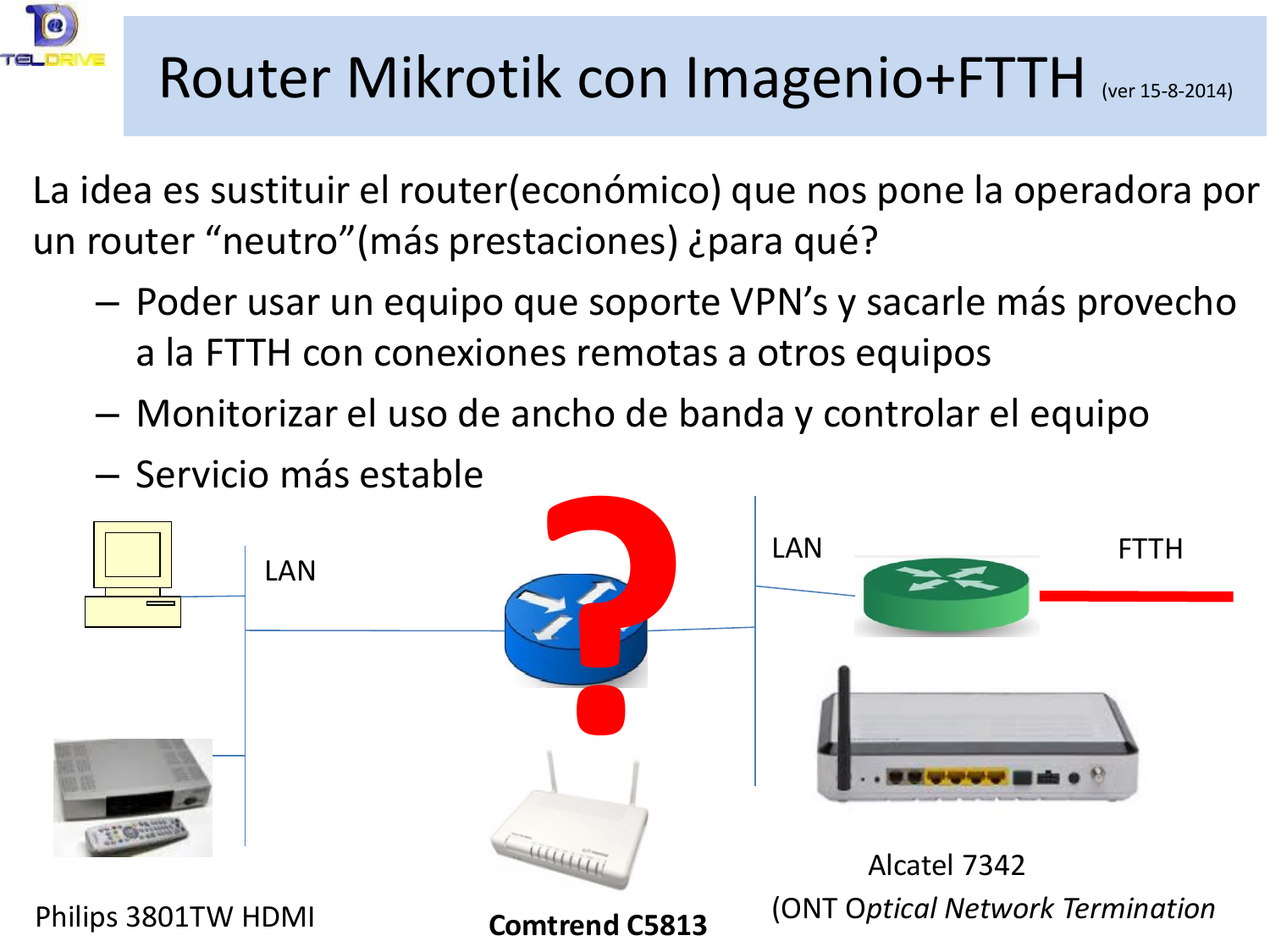# Router Mikrotik con Imagenio+FTTH (ver 15-8-2014)

La idea es sustituir el router(económico) que nos pone la operadora por un router "neutro"(más prestaciones) ¿para qué?

- Poder usar un equipo que soporte VPN's y sacarle más provecho a la FTTH con conexiones remotas a otros equipos
- Monitorizar el uso de ancho de banda y controlar el equipo
- Servicio más estable

LAN

LAN

FTTH

Philips 3801TW HDMI

**Comtrend C5813**

Alcatel 7342

(ONT *Optical Network Termination*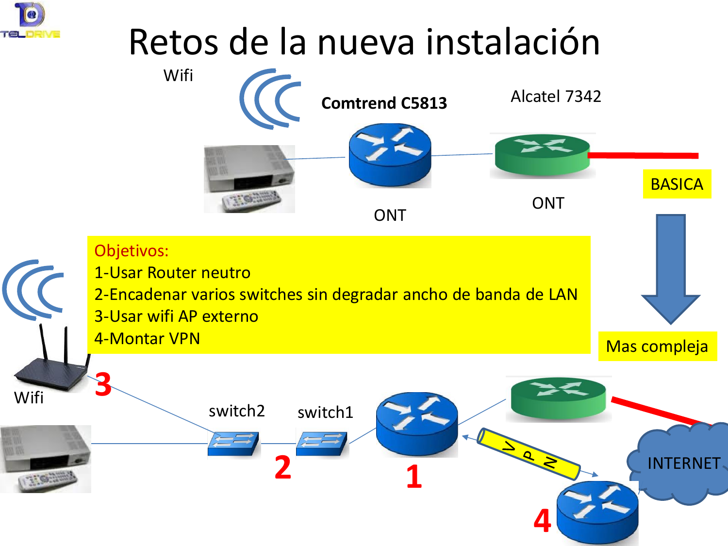# Retos de la nueva instalación

Wifi

**Comtrend C5813**

Alcatel 7342

ONT

ONT

BASICA

Objetivos:

1-Usar Router neutro

2-Encadenar varios switches sin degradar ancho de banda de LAN

3-Usar wifi AP externo

4-Montar VPN

Mas compleja

Wifi

3

switch2

switch1

2

1

VPN

INTERNET

4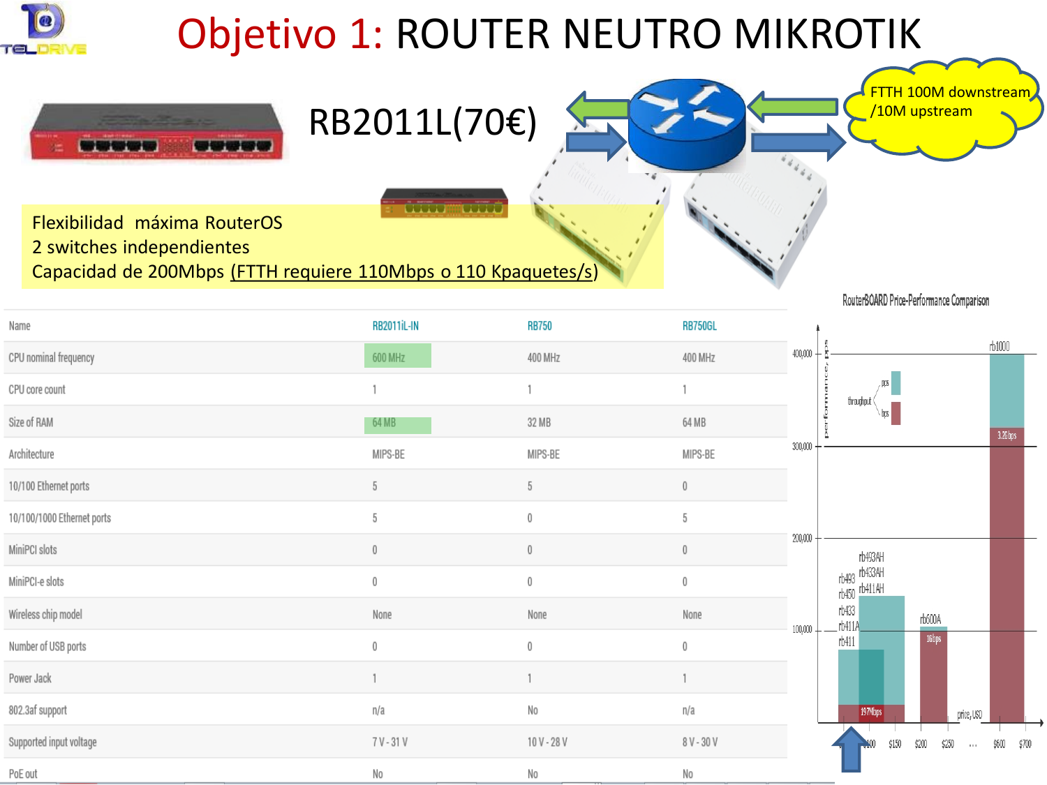# Objetivo 1: ROUTER NEUTRO MIKROTIK

RB2011L(70€)

FTTH 100M downstream /10M upstream

Flexibilidad máxima RouterOS
2 switches independientes
Capacidad de 200Mbps (FTTH requiere 110Mbps o 110 Kpaquetes/s)

| Name | RB2011iL-IN | RB750 | RB750GL |
|---|---|---|---|
| CPU nominal frequency | 600 MHz | 400 MHz | 400 MHz |
| CPU core count | 1 | 1 | 1 |
| Size of RAM | 64 MB | 32 MB | 64 MB |
| Architecture | MIPS-BE | MIPS-BE | MIPS-BE |
| 10/100 Ethernet ports | 5 | 5 | 0 |
| 10/100/1000 Ethernet ports | 5 | 0 | 5 |
| MiniPCI slots | 0 | 0 | 0 |
| MiniPCI-e slots | 0 | 0 | 0 |
| Wireless chip model | None | None | None |
| Number of USB ports | 0 | 0 | 0 |
| Power Jack | 1 | 1 | 1 |
| 802.3af support | n/a | No | n/a |
| Supported input voltage | 7 V - 31 V | 10 V - 28 V | 8 V - 30 V |
| PoE out | No | No | No |

RouterBOARD Price-Performance Comparison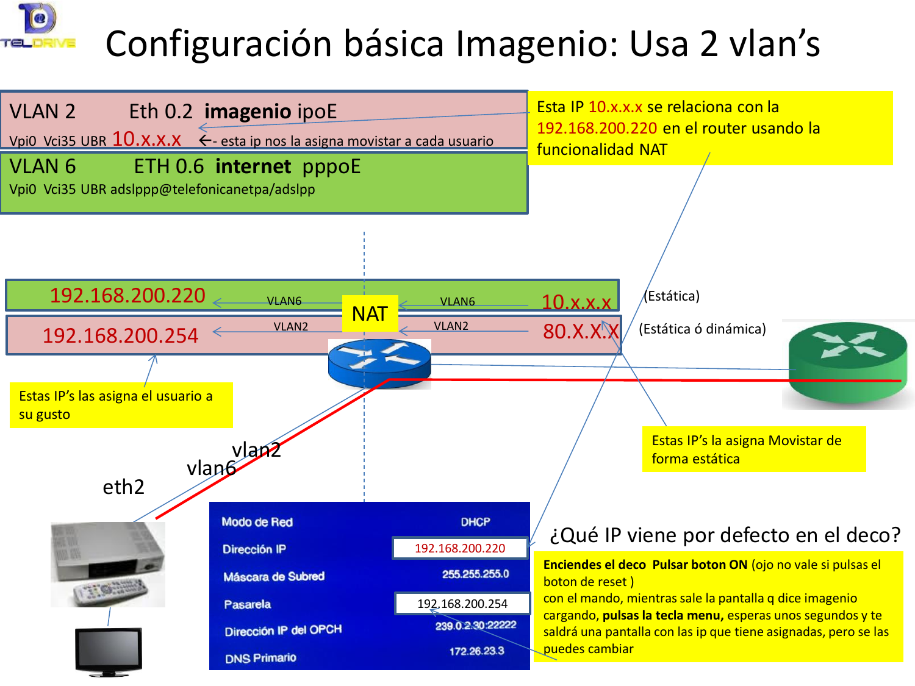# Configuración básica Imagenio: Usa 2 vlan's

VLAN 2 Eth 0.2 **imagenio** ipoE
Vpi0 Vci35 UBR 10.x.x.x ←- esta ip nos la asigna movistar a cada usuario

VLAN 6 ETH 0.6 **internet** pppoE
Vpi0 Vci35 UBR adslppp@telefonicanetpa/adslpp

Esta IP 10.x.x.x se relaciona con la 192.168.200.220 en el router usando la funcionalidad NAT

192.168.200.220 ← VLAN6 — NAT — VLAN6 ← 10.x.x.x (Estática)

192.168.200.254 ← VLAN2 — NAT — VLAN2 ← 80.X.X.X (Estática ó dinámica)

Estas IP's las asigna el usuario a su gusto

Estas IP's la asigna Movistar de forma estática

eth2 vlan6 vlan2

| | |
|---|---|
| Modo de Red | DHCP |
| Dirección IP | 192.168.200.220 |
| Máscara de Subred | 255.255.255.0 |
| Pasarela | 192.168.200.254 |
| Dirección IP del OPCH | 239.0.2.30:22222 |
| DNS Primario | 172.26.23.3 |

¿Qué IP viene por defecto en el deco?

**Enciendes el deco Pulsar boton ON** (ojo no vale si pulsas el boton de reset ) con el mando, mientras sale la pantalla q dice imagenio cargando, **pulsas la tecla menu,** esperas unos segundos y te saldrá una pantalla con las ip que tiene asignadas, pero se las puedes cambiar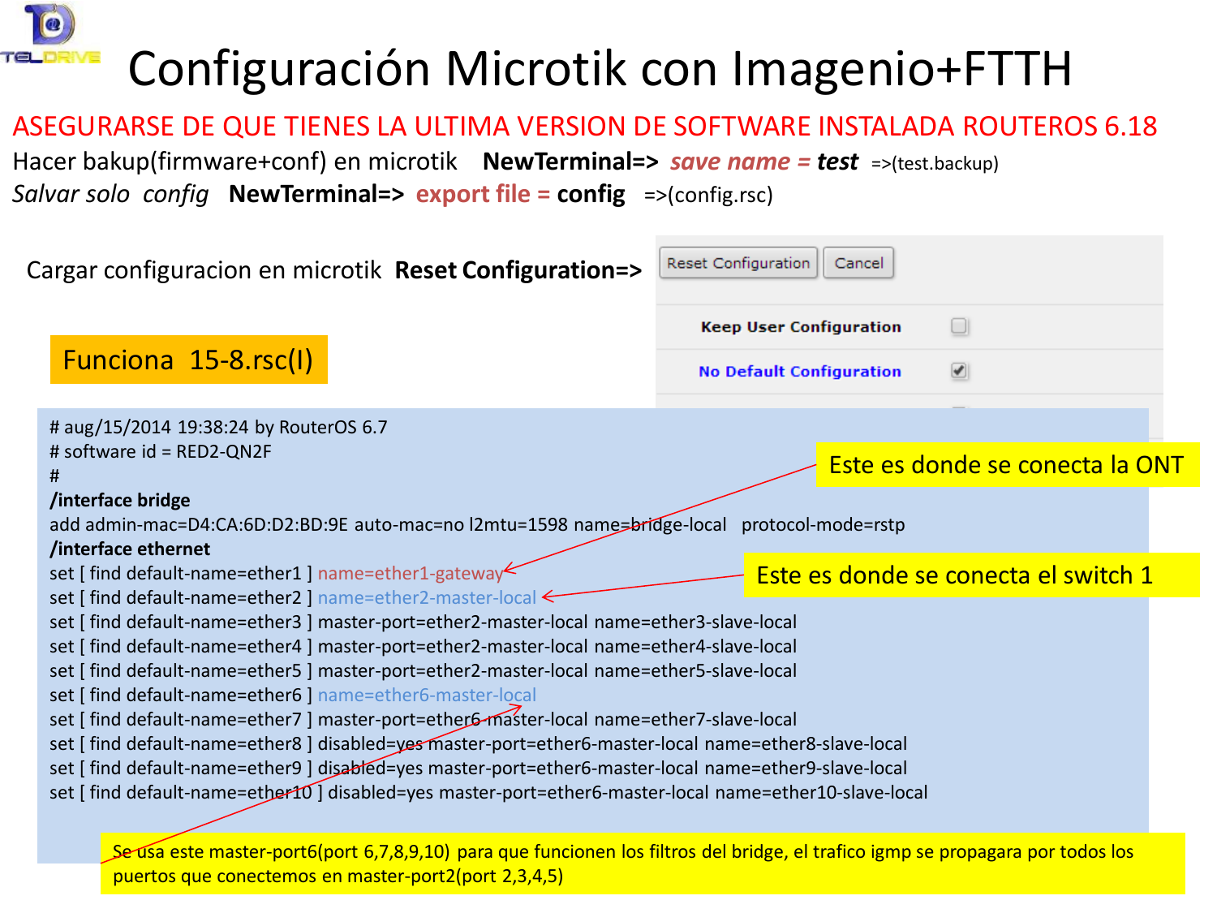# Configuración Microtik con Imagenio+FTTH

ASEGURARSE DE QUE TIENES LA ULTIMA VERSION DE SOFTWARE INSTALADA ROUTEROS 6.18

Hacer bakup(firmware+conf) en microtik **NewTerminal=>** ***save name =*** ***test*** =>(test.backup)

*Salvar solo config* **NewTerminal=> export file = config** =>(config.rsc)

Cargar configuracion en microtik **Reset Configuration=>**

Reset Configuration | Cancel

**Keep User Configuration** ☐

**No Default Configuration** ☑

Funciona 15-8.rsc(I)

```
# aug/15/2014 19:38:24 by RouterOS 6.7
# software id = RED2-QN2F
#
/interface bridge
add admin-mac=D4:CA:6D:D2:BD:9E auto-mac=no l2mtu=1598 name=bridge-local   protocol-mode=rstp
/interface ethernet
set [ find default-name=ether1 ] name=ether1-gateway
set [ find default-name=ether2 ] name=ether2-master-local
set [ find default-name=ether3 ] master-port=ether2-master-local name=ether3-slave-local
set [ find default-name=ether4 ] master-port=ether2-master-local name=ether4-slave-local
set [ find default-name=ether5 ] master-port=ether2-master-local name=ether5-slave-local
set [ find default-name=ether6 ] name=ether6-master-local
set [ find default-name=ether7 ] master-port=ether6-master-local name=ether7-slave-local
set [ find default-name=ether8 ] disabled=yes master-port=ether6-master-local name=ether8-slave-local
set [ find default-name=ether9 ] disabled=yes master-port=ether6-master-local name=ether9-slave-local
set [ find default-name=ether10 ] disabled=yes master-port=ether6-master-local name=ether10-slave-local
```

Este es donde se conecta la ONT (ether1-gateway)

Este es donde se conecta el switch 1 (ether2-master-local)

Se usa este master-port6(port 6,7,8,9,10) para que funcionen los filtros del bridge, el trafico igmp se propagara por todos los puertos que conectemos en master-port2(port 2,3,4,5)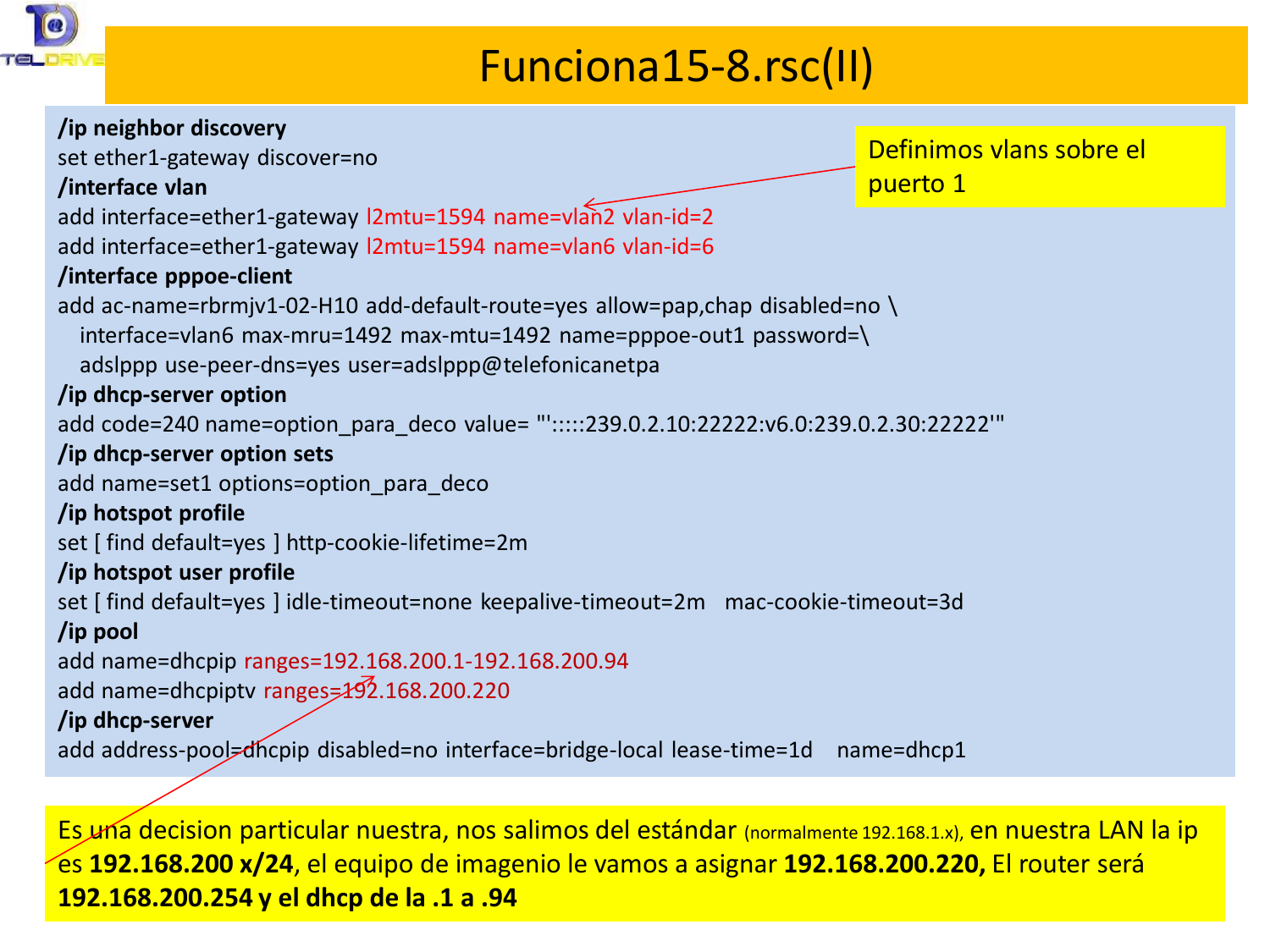# Funciona15-8.rsc(II)

```
/ip neighbor discovery
set ether1-gateway discover=no
/interface vlan
add interface=ether1-gateway l2mtu=1594 name=vlan2 vlan-id=2
add interface=ether1-gateway l2mtu=1594 name=vlan6 vlan-id=6
/interface pppoe-client
add ac-name=rbrmjv1-02-H10 add-default-route=yes allow=pap,chap disabled=no \
   interface=vlan6 max-mru=1492 max-mtu=1492 name=pppoe-out1 password=\
   adslppp use-peer-dns=yes user=adslppp@telefonicanetpa
/ip dhcp-server option
add code=240 name=option_para_deco value= "':::::239.0.2.10:22222:v6.0:239.0.2.30:22222'"
/ip dhcp-server option sets
add name=set1 options=option_para_deco
/ip hotspot profile
set [ find default=yes ] http-cookie-lifetime=2m
/ip hotspot user profile
set [ find default=yes ] idle-timeout=none keepalive-timeout=2m   mac-cookie-timeout=3d
/ip pool
add name=dhcpip ranges=192.168.200.1-192.168.200.94
add name=dhcpiptv ranges=192.168.200.220
/ip dhcp-server
add address-pool=dhcpip disabled=no interface=bridge-local lease-time=1d   name=dhcp1
```

Definimos vlans sobre el puerto 1

Es una decision particular nuestra, nos salimos del estándar (normalmente 192.168.1.x), en nuestra LAN la ip es **192.168.200 x/24**, el equipo de imagenio le vamos a asignar **192.168.200.220,** El router será **192.168.200.254 y el dhcp de la .1 a .94**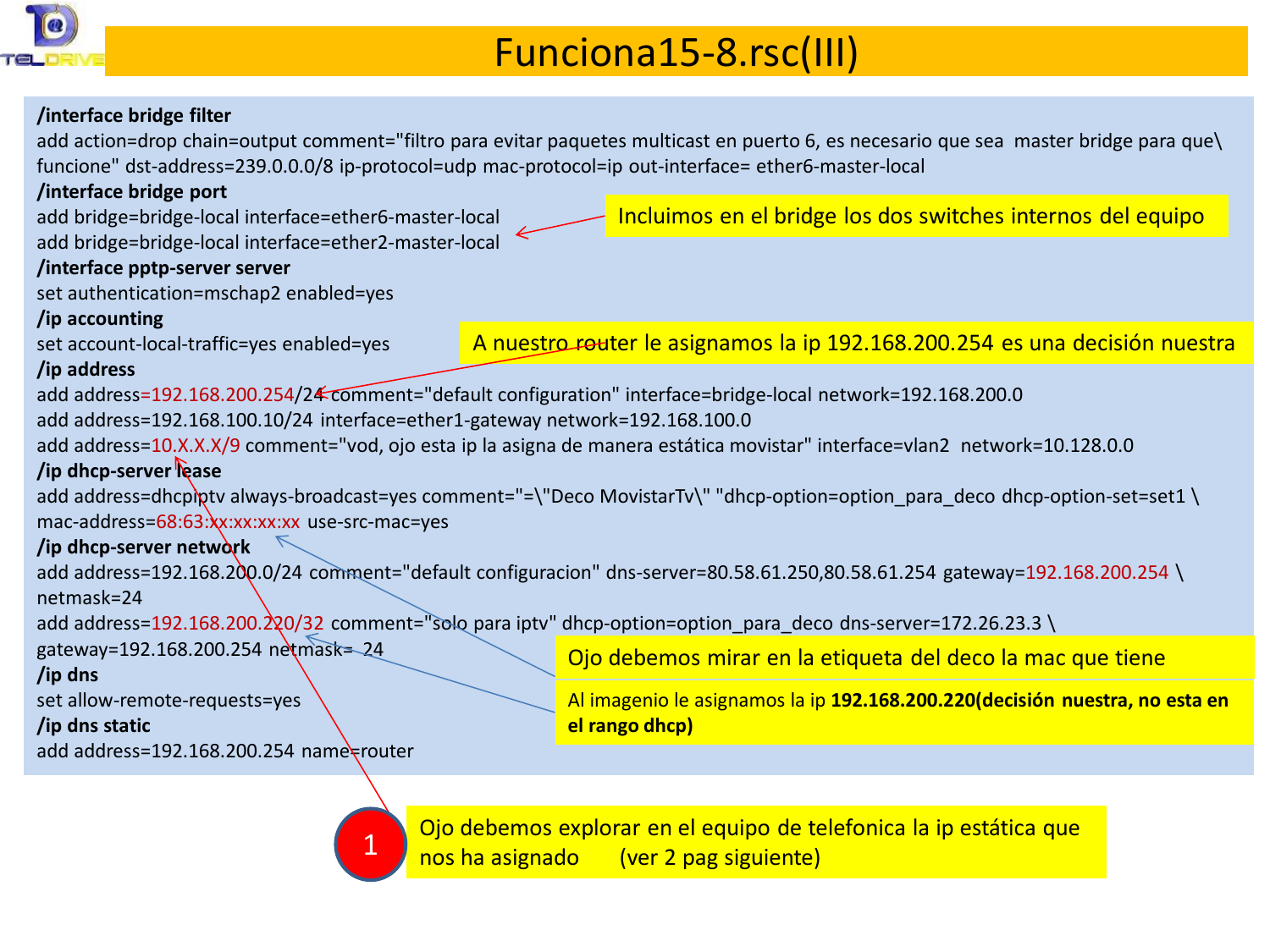# Funciona15-8.rsc(III)

```
/interface bridge filter
add action=drop chain=output comment="filtro para evitar paquetes multicast en puerto 6, es necesario que sea  master bridge para que\
funcione" dst-address=239.0.0.0/8 ip-protocol=udp mac-protocol=ip out-interface= ether6-master-local
/interface bridge port
add bridge=bridge-local interface=ether6-master-local
add bridge=bridge-local interface=ether2-master-local
/interface pptp-server server
set authentication=mschap2 enabled=yes
/ip accounting
set account-local-traffic=yes enabled=yes
/ip address
add address=192.168.200.254/24 comment="default configuration" interface=bridge-local network=192.168.200.0
add address=192.168.100.10/24 interface=ether1-gateway network=192.168.100.0
add address=10.X.X.X/9 comment="vod, ojo esta ip la asigna de manera estática movistar" interface=vlan2  network=10.128.0.0
/ip dhcp-server lease
add address=dhcpiptv always-broadcast=yes comment="=\"Deco MovistarTv\" "dhcp-option=option_para_deco dhcp-option-set=set1 \
mac-address=68:63:xx:xx:xx:xx use-src-mac=yes
/ip dhcp-server network
add address=192.168.200.0/24 comment="default configuracion" dns-server=80.58.61.250,80.58.61.254 gateway=192.168.200.254 \
netmask=24
add address=192.168.200.220/32 comment="solo para iptv" dhcp-option=option_para_deco dns-server=172.26.23.3 \
gateway=192.168.200.254 netmask= 24
/ip dns
set allow-remote-requests=yes
/ip dns static
add address=192.168.200.254 name=router
```

- Incluimos en el bridge los dos switches internos del equipo
- A nuestro router le asignamos la ip 192.168.200.254 es una decisión nuestra
- Ojo debemos mirar en la etiqueta del deco la mac que tiene
- Al imagenio le asignamos la ip **192.168.200.220(decisión nuestra, no esta en el rango dhcp)**
- 1 — Ojo debemos explorar en el equipo de telefonica la ip estática que nos ha asignado (ver 2 pag siguiente)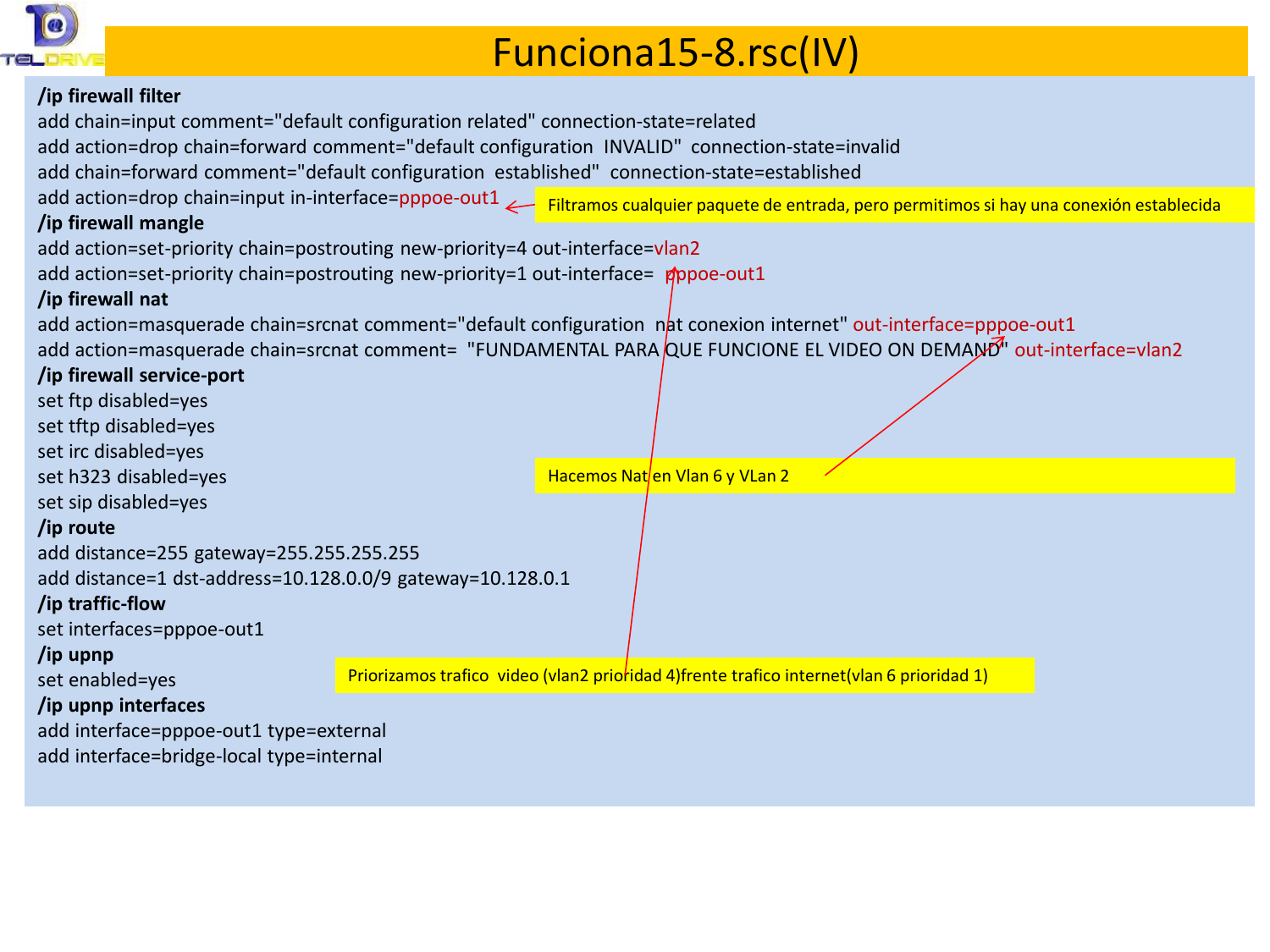# Funciona15-8.rsc(IV)

```
/ip firewall filter
add chain=input comment="default configuration related" connection-state=related
add action=drop chain=forward comment="default configuration  INVALID"  connection-state=invalid
add chain=forward comment="default configuration  established"  connection-state=established
add action=drop chain=input in-interface=pppoe-out1
/ip firewall mangle
add action=set-priority chain=postrouting new-priority=4 out-interface=vlan2
add action=set-priority chain=postrouting new-priority=1 out-interface=  pppoe-out1
/ip firewall nat
add action=masquerade chain=srcnat comment="default configuration  nat conexion internet" out-interface=pppoe-out1
add action=masquerade chain=srcnat comment=  "FUNDAMENTAL PARA QUE FUNCIONE EL VIDEO ON DEMAND" out-interface=vlan2
/ip firewall service-port
set ftp disabled=yes
set tftp disabled=yes
set irc disabled=yes
set h323 disabled=yes
set sip disabled=yes
/ip route
add distance=255 gateway=255.255.255.255
add distance=1 dst-address=10.128.0.0/9 gateway=10.128.0.1
/ip traffic-flow
set interfaces=pppoe-out1
/ip upnp
set enabled=yes
/ip upnp interfaces
add interface=pppoe-out1 type=external
add interface=bridge-local type=internal
```

Filtramos cualquier paquete de entrada, pero permitimos si hay una conexión establecida

Hacemos Nat en Vlan 6 y VLan 2

Priorizamos trafico  video (vlan2 prioridad 4)frente trafico internet(vlan 6 prioridad 1)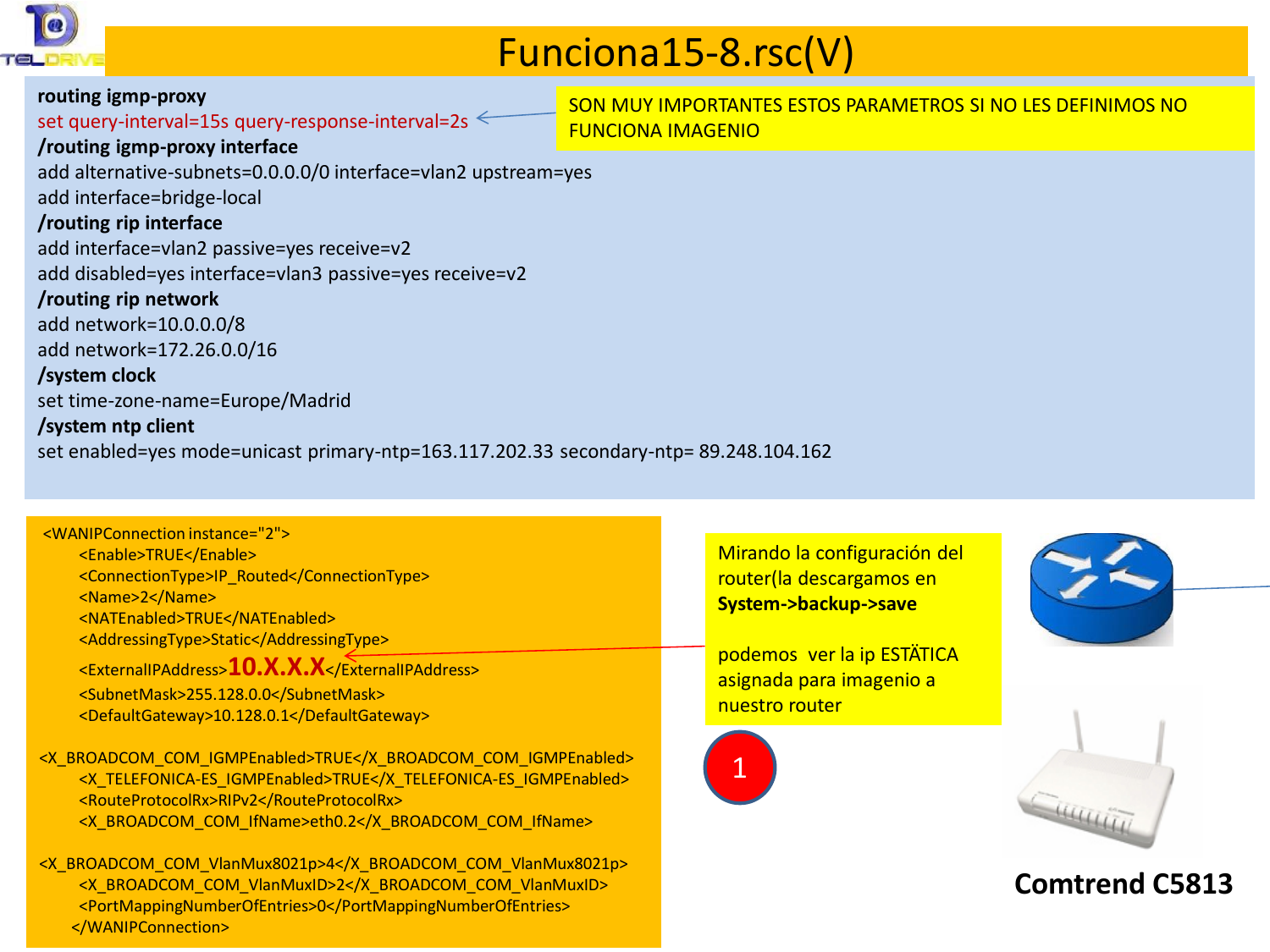# Funciona15-8.rsc(V)

```
routing igmp-proxy
set query-interval=15s query-response-interval=2s
/routing igmp-proxy interface
add alternative-subnets=0.0.0.0/0 interface=vlan2 upstream=yes
add interface=bridge-local
/routing rip interface
add interface=vlan2 passive=yes receive=v2
add disabled=yes interface=vlan3 passive=yes receive=v2
/routing rip network
add network=10.0.0.0/8
add network=172.26.0.0/16
/system clock
set time-zone-name=Europe/Madrid
/system ntp client
set enabled=yes mode=unicast primary-ntp=163.117.202.33 secondary-ntp= 89.248.104.162
```

SON MUY IMPORTANTES ESTOS PARAMETROS SI NO LES DEFINIMOS NO FUNCIONA IMAGENIO

```
<WANIPConnection instance="2">
    <Enable>TRUE</Enable>
    <ConnectionType>IP_Routed</ConnectionType>
    <Name>2</Name>
    <NATEnabled>TRUE</NATEnabled>
    <AddressingType>Static</AddressingType>
    <ExternalIPAddress>10.X.X.X</ExternalIPAddress>
    <SubnetMask>255.128.0.0</SubnetMask>
    <DefaultGateway>10.128.0.1</DefaultGateway>

<X_BROADCOM_COM_IGMPEnabled>TRUE</X_BROADCOM_COM_IGMPEnabled>
    <X_TELEFONICA-ES_IGMPEnabled>TRUE</X_TELEFONICA-ES_IGMPEnabled>
    <RouteProtocolRx>RIPv2</RouteProtocolRx>
    <X_BROADCOM_COM_IfName>eth0.2</X_BROADCOM_COM_IfName>

<X_BROADCOM_COM_VlanMux8021p>4</X_BROADCOM_COM_VlanMux8021p>
    <X_BROADCOM_COM_VlanMuxID>2</X_BROADCOM_COM_VlanMuxID>
    <PortMappingNumberOfEntries>0</PortMappingNumberOfEntries>
  </WANIPConnection>
```

Mirando la configuración del router(la descargamos en **System->backup->save**

podemos ver la ip ESTÄTICA asignada para imagenio a nuestro router

1

**Comtrend C5813**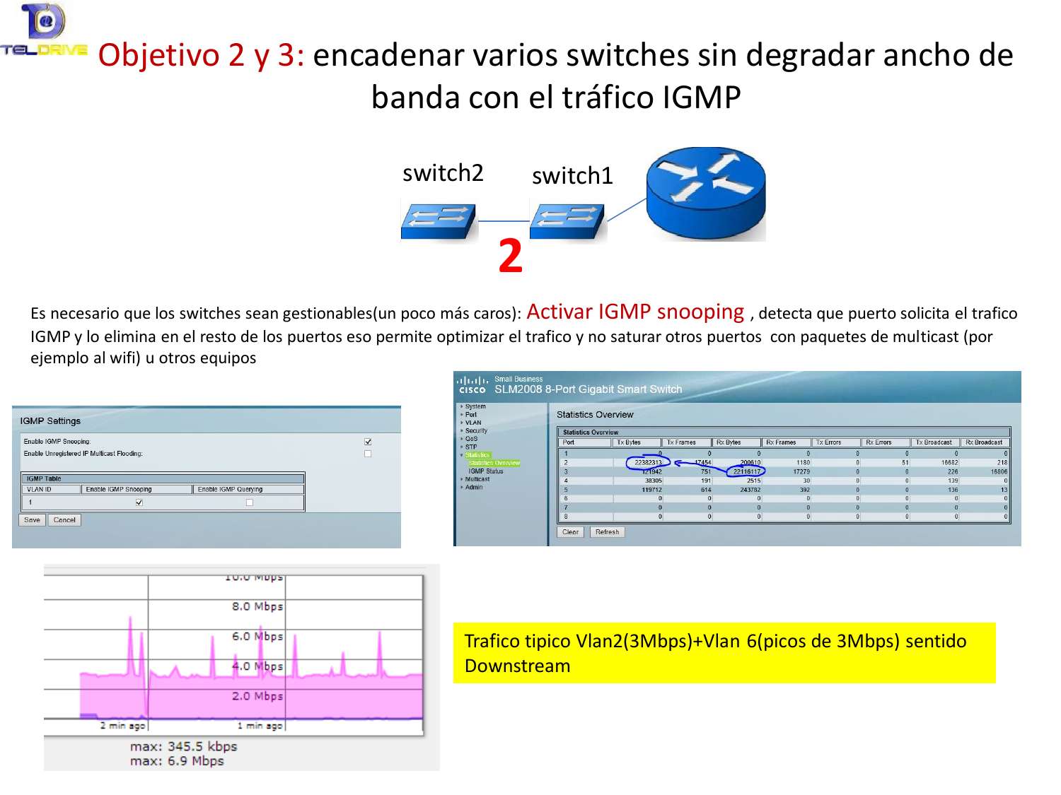# Objetivo 2 y 3: encadenar varios switches sin degradar ancho de banda con el tráfico IGMP

switch2 switch1

2

Es necesario que los switches sean gestionables(un poco más caros): Activar IGMP snooping , detecta que puerto solicita el trafico IGMP y lo elimina en el resto de los puertos eso permite optimizar el trafico y no saturar otros puertos con paquetes de multicast (por ejemplo al wifi) u otros equipos

**IGMP Settings**

Enable IGMP Snooping: ☑

Enable Unregistered IP Multicast Flooding: ☐

IGMP Table

| VLAN ID | Enable IGMP Snooping | Enable IGMP Querying |
|---|---|---|
| 1 | ☑ | ☐ |

Save Cancel

Small Business
cisco SLM2008 8-Port Gigabit Smart Switch

Statistics Overview

| Port | Tx Bytes | Tx Frames | Rx Bytes | Rx Frames | Tx Errors | Rx Errors | Tx Broadcast | Rx Broadcast |
|---|---|---|---|---|---|---|---|---|
| 1 | 0 | 0 | 0 | 0 | 0 | 0 | 0 | 0 |
| 2 | 22382313 | 17454 | 200610 | 1180 | 0 | 51 | 16682 | 218 |
| 3 | 121942 | 751 | 22116117 | 17279 | 0 | 0 | 226 | 16806 |
| 4 | 38305 | 191 | 2515 | 30 | 0 | 0 | 139 | 0 |
| 5 | 119712 | 614 | 243782 | 392 | 0 | 0 | 136 | 13 |
| 6 | 0 | 0 | 0 | 0 | 0 | 0 | 0 | 0 |
| 7 | 0 | 0 | 0 | 0 | 0 | 0 | 0 | 0 |
| 8 | 0 | 0 | 0 | 0 | 0 | 0 | 0 | 0 |

Clear Refresh

10.0 Mbps
8.0 Mbps
6.0 Mbps
4.0 Mbps
2.0 Mbps
2 min ago 1 min ago
max: 345.5 kbps
max: 6.9 Mbps

Trafico tipico Vlan2(3Mbps)+Vlan 6(picos de 3Mbps) sentido Downstream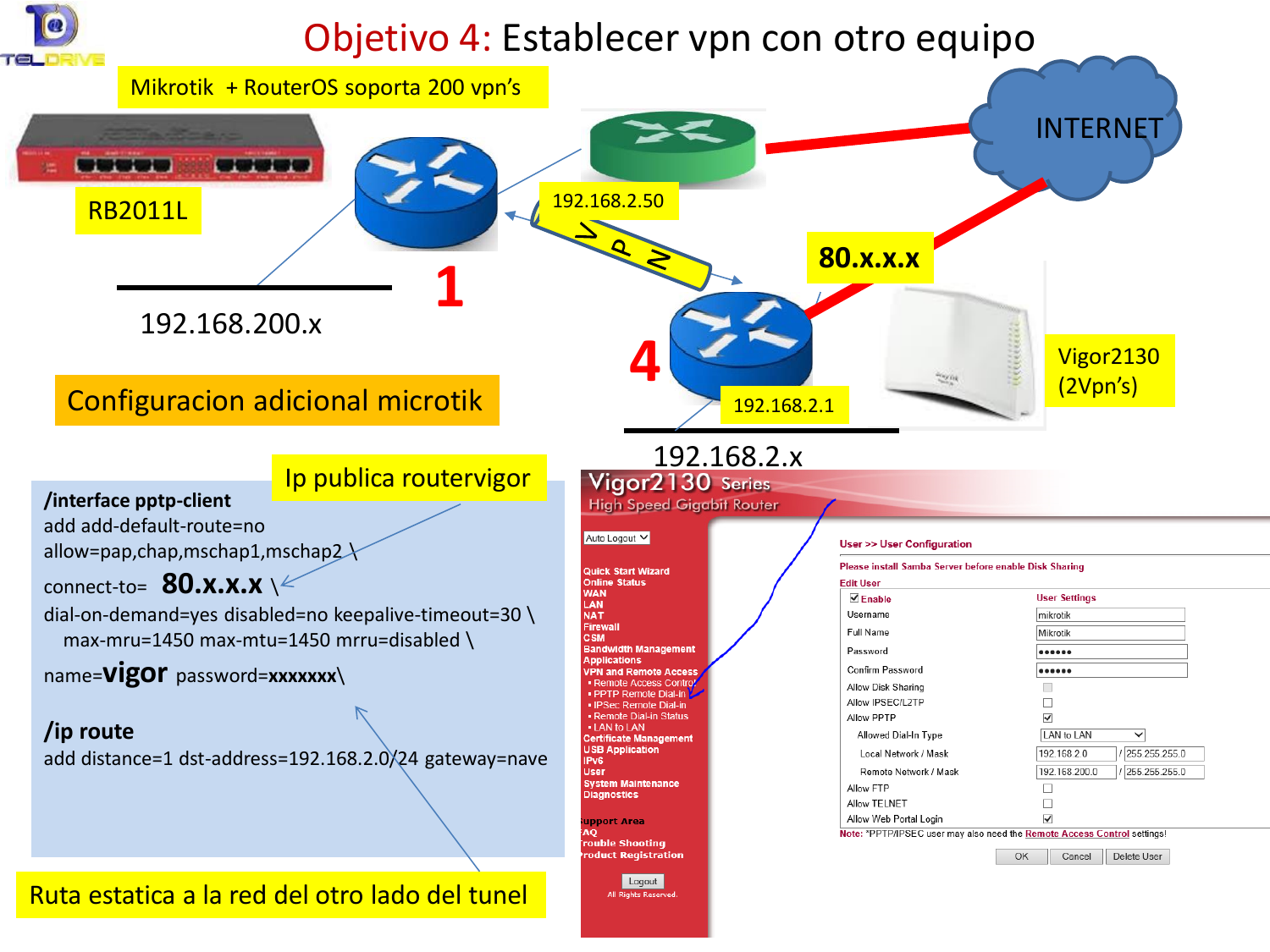# Objetivo 4: Establecer vpn con otro equipo

Mikrotik + RouterOS soporta 200 vpn's

RB2011L

192.168.2.50

VPN

INTERNET

80.x.x.x

1

192.168.200.x

4

192.168.2.1

Vigor2130 (2Vpn's)

192.168.2.x

Configuracion adicional microtik

Ip publica routervigor

```
/interface pptp-client
add add-default-route=no
allow=pap,chap,mschap1,mschap2 \
connect-to=  80.x.x.x \
dial-on-demand=yes disabled=no keepalive-timeout=30 \
   max-mru=1450 max-mtu=1450 mrru=disabled \
name=vigor password=xxxxxxx\

/ip route
add distance=1 dst-address=192.168.2.0/24 gateway=nave
```

Ruta estatica a la red del otro lado del tunel

**Vigor2130 Series**
High Speed Gigabit Router

Auto Logout

Quick Start Wizard
Online Status
WAN
LAN
NAT
Firewall
CSM
Bandwidth Management
Applications
VPN and Remote Access
- Remote Access Control
- PPTP Remote Dial-in
- IPSec Remote Dial-in
- Remote Dial-in Status
- LAN to LAN
Certificate Management
USB Application
IPv6
User
System Maintenance
Diagnostics

Support Area
FAQ
Trouble Shooting
Product Registration

Logout
All Rights Reserved.

User >> User Configuration

Please install Samba Server before enable Disk Sharing

Edit User

| | |
|---|---|
| ☑ Enable | User Settings |
| Username | mikrotik |
| Full Name | Mikrotik |
| Password | •••••• |
| Confirm Password | •••••• |
| Allow Disk Sharing | ☐ |
| Allow IPSEC/L2TP | ☐ |
| Allow PPTP | ☑ |
| Allowed Dial-In Type | LAN to LAN |
| Local Network / Mask | 192.168.2.0 / 255.255.255.0 |
| Remote Network / Mask | 192.168.200.0 / 255.255.255.0 |
| Allow FTP | ☐ |
| Allow TELNET | ☐ |
| Allow Web Portal Login | ☑ |

Note: *PPTP/IPSEC user may also need the Remote Access Control settings!

OK | Cancel | Delete User